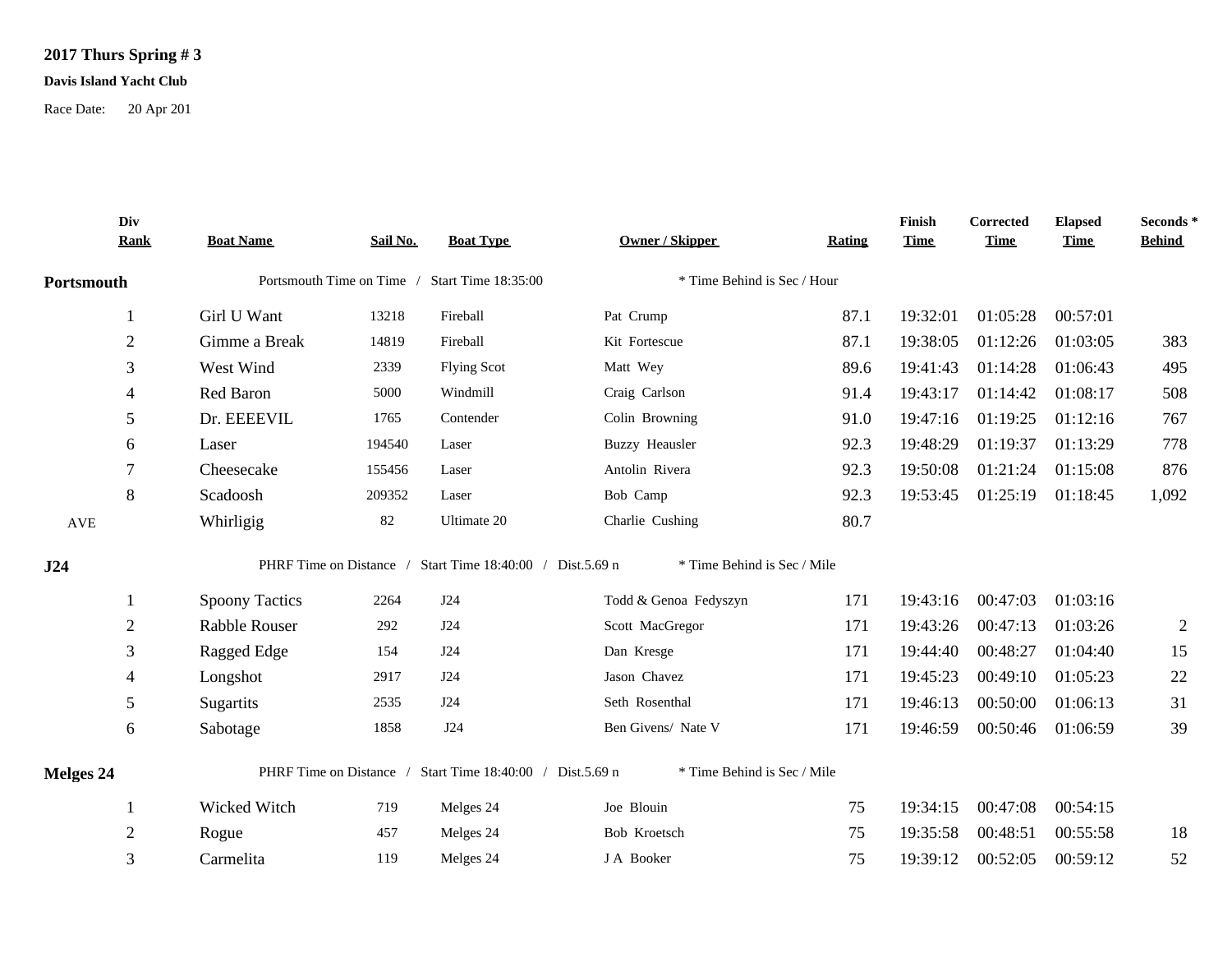**2017 Thurs Spring # 3**

**Davis Island Yacht Club**

Race Date: 20 Apr 201

| Div Rank | Boat Name | Sail No. | Boat Type | Owner / Skipper | Rating | Finish Time | Corrected Time | Elapsed Time | Seconds * Behind |
|---|---|---|---|---|---|---|---|---|---|
| **Portsmouth** | Portsmouth Time on Time / Start Time 18:35:00 | | | * Time Behind is Sec / Hour | | | | | |
| 1 | Girl U Want | 13218 | Fireball | Pat Crump | 87.1 | 19:32:01 | 01:05:28 | 00:57:01 | |
| 2 | Gimme a Break | 14819 | Fireball | Kit Fortescue | 87.1 | 19:38:05 | 01:12:26 | 01:03:05 | 383 |
| 3 | West Wind | 2339 | Flying Scot | Matt Wey | 89.6 | 19:41:43 | 01:14:28 | 01:06:43 | 495 |
| 4 | Red Baron | 5000 | Windmill | Craig Carlson | 91.4 | 19:43:17 | 01:14:42 | 01:08:17 | 508 |
| 5 | Dr. EEEEVIL | 1765 | Contender | Colin Browning | 91.0 | 19:47:16 | 01:19:25 | 01:12:16 | 767 |
| 6 | Laser | 194540 | Laser | Buzzy Heausler | 92.3 | 19:48:29 | 01:19:37 | 01:13:29 | 778 |
| 7 | Cheesecake | 155456 | Laser | Antolin Rivera | 92.3 | 19:50:08 | 01:21:24 | 01:15:08 | 876 |
| 8 | Scadoosh | 209352 | Laser | Bob Camp | 92.3 | 19:53:45 | 01:25:19 | 01:18:45 | 1,092 |
| AVE | Whirligig | 82 | Ultimate 20 | Charlie Cushing | 80.7 | | | | |
| **J24** | PHRF Time on Distance / Start Time 18:40:00 / Dist.5.69 n | | | * Time Behind is Sec / Mile | | | | | |
| 1 | Spoony Tactics | 2264 | J24 | Todd & Genoa Fedyszyn | 171 | 19:43:16 | 00:47:03 | 01:03:16 | |
| 2 | Rabble Rouser | 292 | J24 | Scott MacGregor | 171 | 19:43:26 | 00:47:13 | 01:03:26 | 2 |
| 3 | Ragged Edge | 154 | J24 | Dan Kresge | 171 | 19:44:40 | 00:48:27 | 01:04:40 | 15 |
| 4 | Longshot | 2917 | J24 | Jason Chavez | 171 | 19:45:23 | 00:49:10 | 01:05:23 | 22 |
| 5 | Sugartits | 2535 | J24 | Seth Rosenthal | 171 | 19:46:13 | 00:50:00 | 01:06:13 | 31 |
| 6 | Sabotage | 1858 | J24 | Ben Givens/ Nate V | 171 | 19:46:59 | 00:50:46 | 01:06:59 | 39 |
| **Melges 24** | PHRF Time on Distance / Start Time 18:40:00 / Dist.5.69 n | | | * Time Behind is Sec / Mile | | | | | |
| 1 | Wicked Witch | 719 | Melges 24 | Joe Blouin | 75 | 19:34:15 | 00:47:08 | 00:54:15 | |
| 2 | Rogue | 457 | Melges 24 | Bob Kroetsch | 75 | 19:35:58 | 00:48:51 | 00:55:58 | 18 |
| 3 | Carmelita | 119 | Melges 24 | J A Booker | 75 | 19:39:12 | 00:52:05 | 00:59:12 | 52 |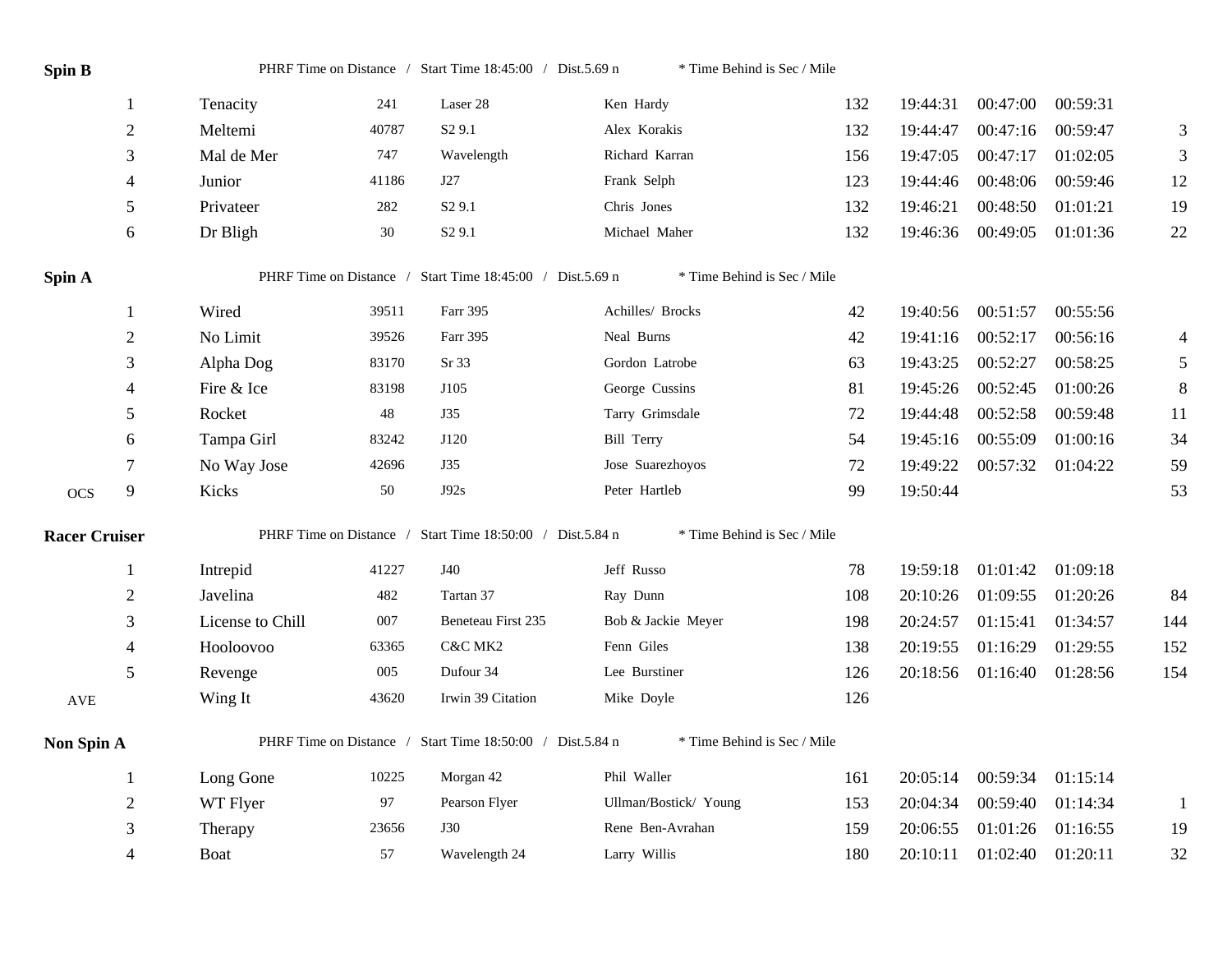**Spin B** PHRF Time on Distance / Start Time 18:45:00 / Dist.5.69 n * Time Behind is Sec / Mile

| | Pos | Boat | Sail | Type | Skipper | PHRF | Finish | Corrected | Elapsed | Behind |
|---|---|---|---|---|---|---|---|---|---|---|
| | 1 | Tenacity | 241 | Laser 28 | Ken Hardy | 132 | 19:44:31 | 00:47:00 | 00:59:31 | |
| | 2 | Meltemi | 40787 | S2 9.1 | Alex Korakis | 132 | 19:44:47 | 00:47:16 | 00:59:47 | 3 |
| | 3 | Mal de Mer | 747 | Wavelength | Richard Karran | 156 | 19:47:05 | 00:47:17 | 01:02:05 | 3 |
| | 4 | Junior | 41186 | J27 | Frank Selph | 123 | 19:44:46 | 00:48:06 | 00:59:46 | 12 |
| | 5 | Privateer | 282 | S2 9.1 | Chris Jones | 132 | 19:46:21 | 00:48:50 | 01:01:21 | 19 |
| | 6 | Dr Bligh | 30 | S2 9.1 | Michael Maher | 132 | 19:46:36 | 00:49:05 | 01:01:36 | 22 |

**Spin A** PHRF Time on Distance / Start Time 18:45:00 / Dist.5.69 n * Time Behind is Sec / Mile

| | Pos | Boat | Sail | Type | Skipper | PHRF | Finish | Corrected | Elapsed | Behind |
|---|---|---|---|---|---|---|---|---|---|---|
| | 1 | Wired | 39511 | Farr 395 | Achilles/ Brocks | 42 | 19:40:56 | 00:51:57 | 00:55:56 | |
| | 2 | No Limit | 39526 | Farr 395 | Neal Burns | 42 | 19:41:16 | 00:52:17 | 00:56:16 | 4 |
| | 3 | Alpha Dog | 83170 | Sr 33 | Gordon Latrobe | 63 | 19:43:25 | 00:52:27 | 00:58:25 | 5 |
| | 4 | Fire & Ice | 83198 | J105 | George Cussins | 81 | 19:45:26 | 00:52:45 | 01:00:26 | 8 |
| | 5 | Rocket | 48 | J35 | Tarry Grimsdale | 72 | 19:44:48 | 00:52:58 | 00:59:48 | 11 |
| | 6 | Tampa Girl | 83242 | J120 | Bill Terry | 54 | 19:45:16 | 00:55:09 | 01:00:16 | 34 |
| | 7 | No Way Jose | 42696 | J35 | Jose Suarezhoyos | 72 | 19:49:22 | 00:57:32 | 01:04:22 | 59 |
| OCS | 9 | Kicks | 50 | J92s | Peter Hartleb | 99 | 19:50:44 | | | 53 |

**Racer Cruiser** PHRF Time on Distance / Start Time 18:50:00 / Dist.5.84 n * Time Behind is Sec / Mile

| | Pos | Boat | Sail | Type | Skipper | PHRF | Finish | Corrected | Elapsed | Behind |
|---|---|---|---|---|---|---|---|---|---|---|
| | 1 | Intrepid | 41227 | J40 | Jeff Russo | 78 | 19:59:18 | 01:01:42 | 01:09:18 | |
| | 2 | Javelina | 482 | Tartan 37 | Ray Dunn | 108 | 20:10:26 | 01:09:55 | 01:20:26 | 84 |
| | 3 | License to Chill | 007 | Beneteau First 235 | Bob & Jackie Meyer | 198 | 20:24:57 | 01:15:41 | 01:34:57 | 144 |
| | 4 | Hooloovoo | 63365 | C&C MK2 | Fenn Giles | 138 | 20:19:55 | 01:16:29 | 01:29:55 | 152 |
| | 5 | Revenge | 005 | Dufour 34 | Lee Burstiner | 126 | 20:18:56 | 01:16:40 | 01:28:56 | 154 |
| AVE | | Wing It | 43620 | Irwin 39 Citation | Mike Doyle | 126 | | | | |

**Non Spin A** PHRF Time on Distance / Start Time 18:50:00 / Dist.5.84 n * Time Behind is Sec / Mile

| | Pos | Boat | Sail | Type | Skipper | PHRF | Finish | Corrected | Elapsed | Behind |
|---|---|---|---|---|---|---|---|---|---|---|
| | 1 | Long Gone | 10225 | Morgan 42 | Phil Waller | 161 | 20:05:14 | 00:59:34 | 01:15:14 | |
| | 2 | WT Flyer | 97 | Pearson Flyer | Ullman/Bostick/ Young | 153 | 20:04:34 | 00:59:40 | 01:14:34 | 1 |
| | 3 | Therapy | 23656 | J30 | Rene Ben-Avrahan | 159 | 20:06:55 | 01:01:26 | 01:16:55 | 19 |
| | 4 | Boat | 57 | Wavelength 24 | Larry Willis | 180 | 20:10:11 | 01:02:40 | 01:20:11 | 32 |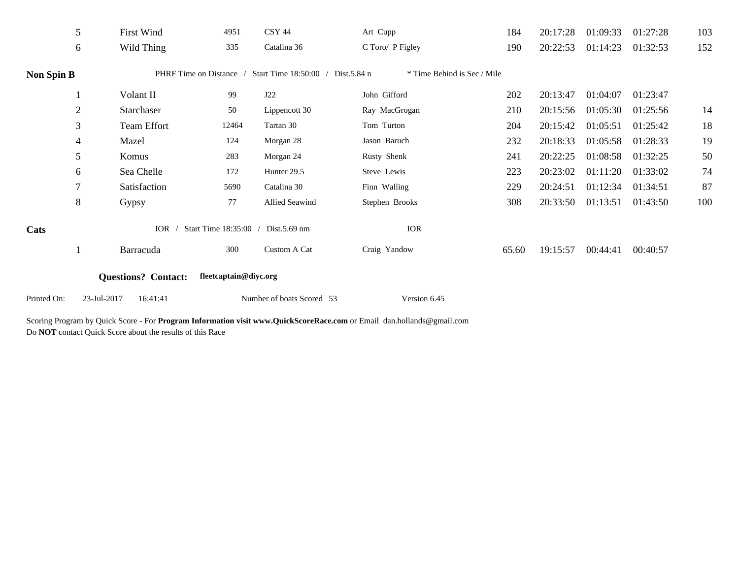| | | | | | | | | | |
|---|---|---|---|---|---|---|---|---|---|
| 5 | First Wind | 4951 | CSY 44 | Art Cupp | 184 | 20:17:28 | 01:09:33 | 01:27:28 | 103 |
| 6 | Wild Thing | 335 | Catalina 36 | C Toro/ P Figley | 190 | 20:22:53 | 01:14:23 | 01:32:53 | 152 |

**Non Spin B** PHRF Time on Distance / Start Time 18:50:00 / Dist.5.84 n * Time Behind is Sec / Mile

| | | | | | | | | | |
|---|---|---|---|---|---|---|---|---|---|
| 1 | Volant II | 99 | J22 | John Gifford | 202 | 20:13:47 | 01:04:07 | 01:23:47 | |
| 2 | Starchaser | 50 | Lippencott 30 | Ray MacGrogan | 210 | 20:15:56 | 01:05:30 | 01:25:56 | 14 |
| 3 | Team Effort | 12464 | Tartan 30 | Tom Turton | 204 | 20:15:42 | 01:05:51 | 01:25:42 | 18 |
| 4 | Mazel | 124 | Morgan 28 | Jason Baruch | 232 | 20:18:33 | 01:05:58 | 01:28:33 | 19 |
| 5 | Komus | 283 | Morgan 24 | Rusty Shenk | 241 | 20:22:25 | 01:08:58 | 01:32:25 | 50 |
| 6 | Sea Chelle | 172 | Hunter 29.5 | Steve Lewis | 223 | 20:23:02 | 01:11:20 | 01:33:02 | 74 |
| 7 | Satisfaction | 5690 | Catalina 30 | Finn Walling | 229 | 20:24:51 | 01:12:34 | 01:34:51 | 87 |
| 8 | Gypsy | 77 | Allied Seawind | Stephen Brooks | 308 | 20:33:50 | 01:13:51 | 01:43:50 | 100 |

**Cats** IOR / Start Time 18:35:00 / Dist.5.69 nm IOR

| | | | | | | | | | |
|---|---|---|---|---|---|---|---|---|---|
| 1 | Barracuda | 300 | Custom A Cat | Craig Yandow | 65.60 | 19:15:57 | 00:44:41 | 00:40:57 | |

**Questions? Contact:** **fleetcaptain@diyc.org**

Printed On: 23-Jul-2017 16:41:41 Number of boats Scored 53 Version 6.45

Scoring Program by Quick Score - For **Program Information visit www.QuickScoreRace.com** or Email dan.hollands@gmail.com
Do **NOT** contact Quick Score about the results of this Race